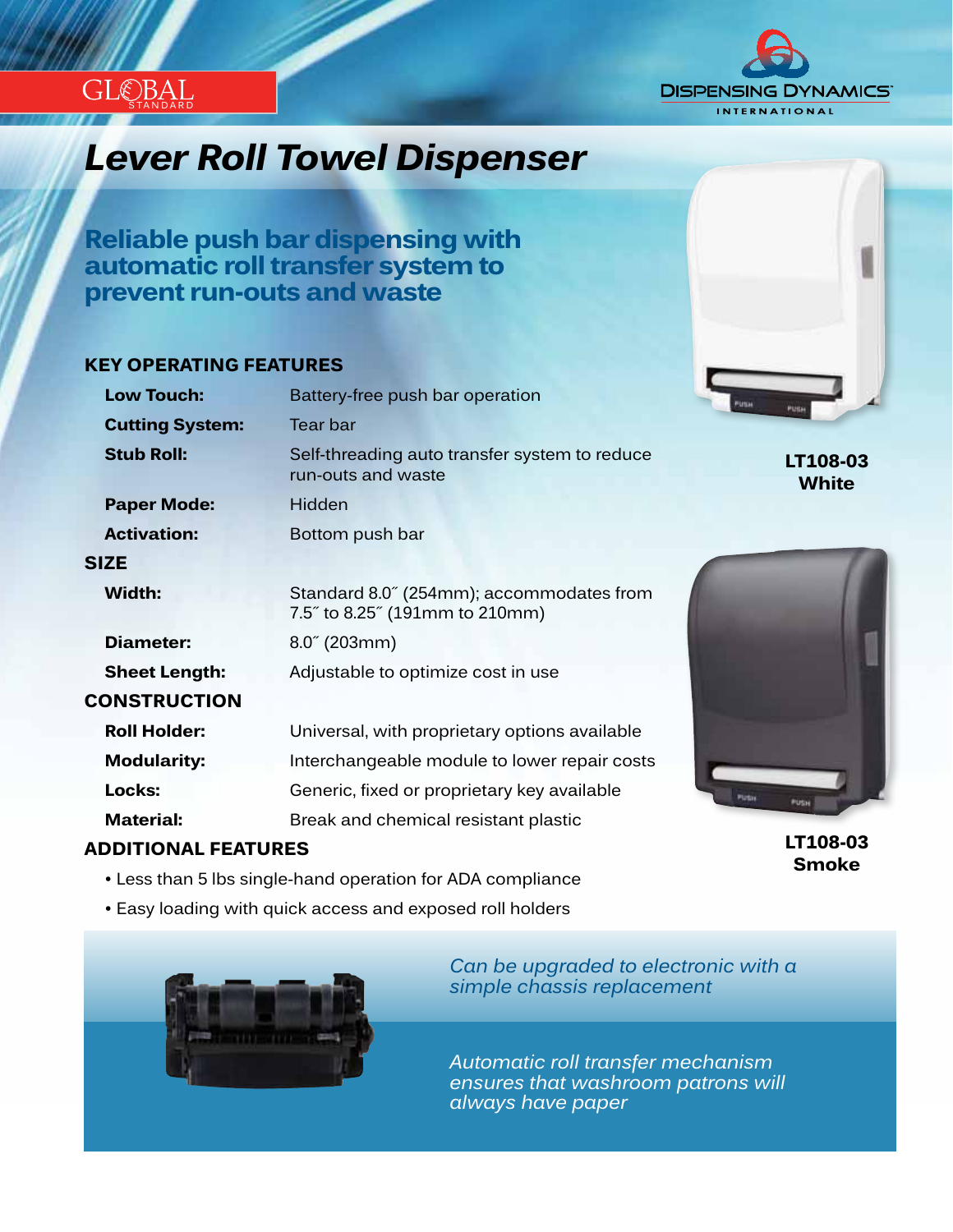GLOBAL STANDARD

DISPENSING DYNAMICS INTERNATIONAL

# Lever Roll Towel Dispenser

## Reliable push bar dispensing with automatic roll transfer system to prevent run-outs and waste

### KEY OPERATING FEATURES

| | |
|---|---|
| **Low Touch:** | Battery-free push bar operation |
| **Cutting System:** | Tear bar |
| **Stub Roll:** | Self-threading auto transfer system to reduce run-outs and waste |
| **Paper Mode:** | Hidden |
| **Activation:** | Bottom push bar |

### SIZE

| | |
|---|---|
| **Width:** | Standard 8.0˝ (254mm); accommodates from 7.5˝ to 8.25˝ (191mm to 210mm) |
| **Diameter:** | 8.0˝ (203mm) |
| **Sheet Length:** | Adjustable to optimize cost in use |

### CONSTRUCTION

| | |
|---|---|
| **Roll Holder:** | Universal, with proprietary options available |
| **Modularity:** | Interchangeable module to lower repair costs |
| **Locks:** | Generic, fixed or proprietary key available |
| **Material:** | Break and chemical resistant plastic |

### ADDITIONAL FEATURES

- Less than 5 lbs single-hand operation for ADA compliance
- Easy loading with quick access and exposed roll holders

**LT108-03 White**

**LT108-03 Smoke**

*Can be upgraded to electronic with a simple chassis replacement*

*Automatic roll transfer mechanism ensures that washroom patrons will always have paper*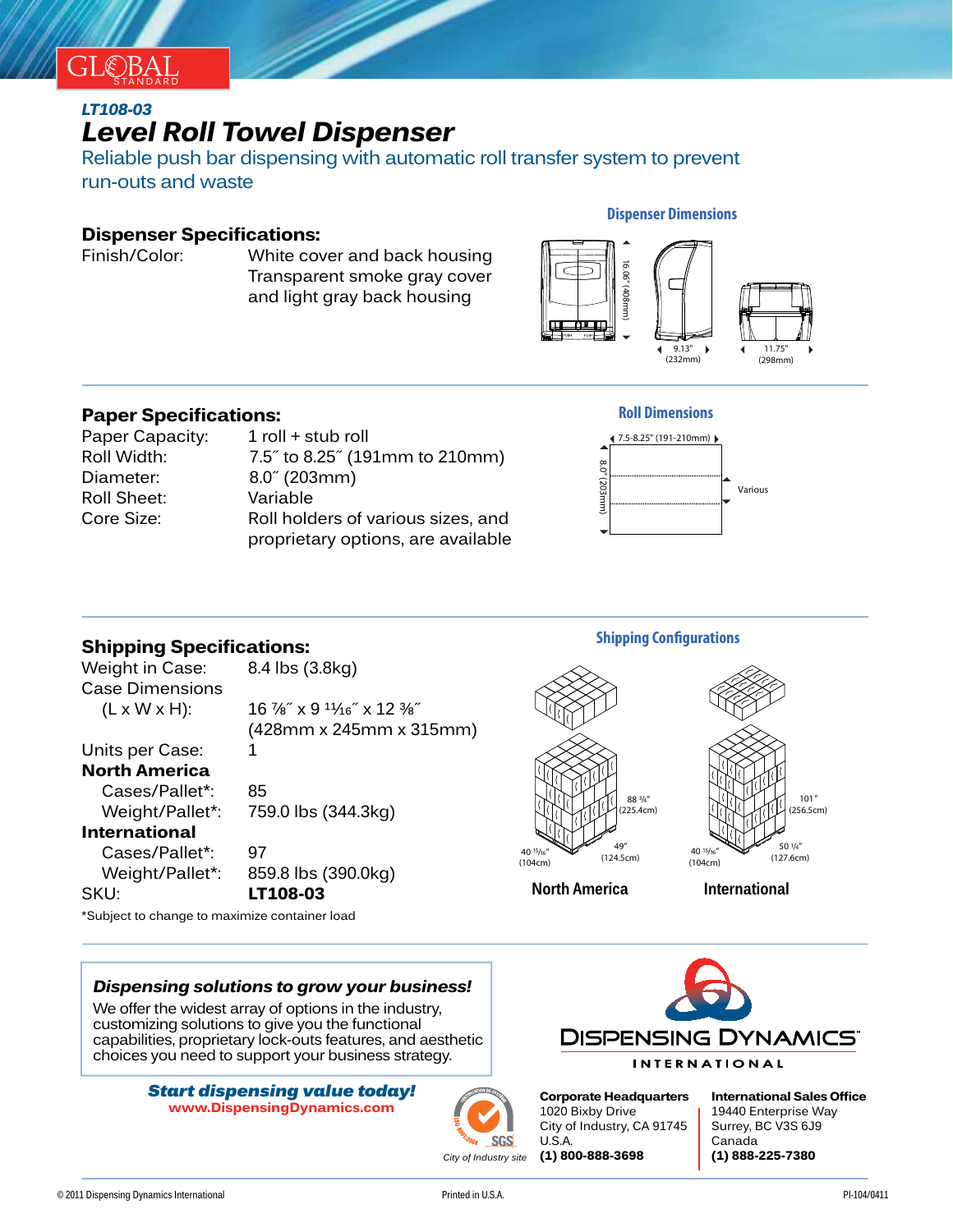GLOBAL STANDARD

*LT108-03*

# *Level Roll Towel Dispenser*

Reliable push bar dispensing with automatic roll transfer system to prevent run-outs and waste

## Dispenser Specifications:

| | |
|---|---|
| Finish/Color: | White cover and back housing<br>Transparent smoke gray cover and light gray back housing |

**Dispenser Dimensions**

16.06" (408mm)

9.13" (232mm)

11.75" (298mm)

## Paper Specifications:

| | |
|---|---|
| Paper Capacity: | 1 roll + stub roll |
| Roll Width: | 7.5˝ to 8.25˝ (191mm to 210mm) |
| Diameter: | 8.0˝ (203mm) |
| Roll Sheet: | Variable |
| Core Size: | Roll holders of various sizes, and proprietary options, are available |

**Roll Dimensions**

7.5-8.25" (191-210mm)

8.0" (203mm)

Various

## Shipping Specifications:

| | |
|---|---|
| Weight in Case: | 8.4 lbs (3.8kg) |
| Case Dimensions (L x W x H): | 16 ⅞˝ x 9 ¹¹⁄₁₆˝ x 12 ⅜˝ (428mm x 245mm x 315mm) |
| Units per Case: | 1 |
| **North America** | |
| Cases/Pallet*: | 85 |
| Weight/Pallet*: | 759.0 lbs (344.3kg) |
| **International** | |
| Cases/Pallet*: | 97 |
| Weight/Pallet*: | 859.8 lbs (390.0kg) |
| SKU: | **LT108-03** |

*Subject to change to maximize container load

**Shipping Configurations**

88 ¾" (225.4cm)

40 ¹⁵⁄₁₆" (104cm)

49" (124.5cm)

**North America**

101" (256.5cm)

40 ¹⁵⁄₁₆" (104cm)

50 ¼" (127.6cm)

**International**

***Dispensing solutions to grow your business!***

We offer the widest array of options in the industry, customizing solutions to give you the functional capabilities, proprietary lock-outs features, and aesthetic choices you need to support your business strategy.

***Start dispensing value today!***

**www.DispensingDynamics.com**

*City of Industry site*

DISPENSING DYNAMICS INTERNATIONAL

**Corporate Headquarters**
1020 Bixby Drive
City of Industry, CA 91745
U.S.A.
**(1) 800-888-3698**

**International Sales Office**
19440 Enterprise Way
Surrey, BC V3S 6J9
Canada
**(1) 888-225-7380**

© 2011 Dispensing Dynamics International

Printed in U.S.A.

PI-104/0411